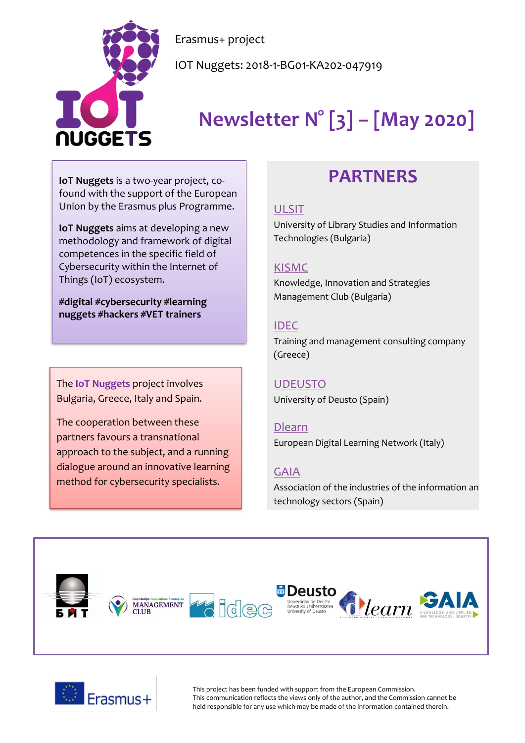Erasmus+ project

IOT Nuggets: 2018-1-BG01-KA202-047919

# Newsletter N° [3] – [May 2020]

**IoT Nuggets** is a two-year project, co-found with the support of the European Union by the Erasmus plus Programme.

**IoT Nuggets** aims at developing a new methodology and framework of digital competences in the specific field of Cybersecurity within the Internet of Things (IoT) ecosystem.

**#digital #cybersecurity #learning nuggets #hackers #VET trainers**

The **IoT Nuggets** project involves Bulgaria, Greece, Italy and Spain.

The cooperation between these partners favours a transnational approach to the subject, and a running dialogue around an innovative learning method for cybersecurity specialists.

## PARTNERS

ULSIT
University of Library Studies and Information Technologies (Bulgaria)

KISMC
Knowledge, Innovation and Strategies Management Club (Bulgaria)

IDEC
Training and management consulting company (Greece)

UDEUSTO
University of Deusto (Spain)

Dlearn
European Digital Learning Network (Italy)

GAIA
Association of the industries of the information an technology sectors (Spain)

This project has been funded with support from the European Commission.
This communication reflects the views only of the author, and the Commission cannot be held responsible for any use which may be made of the information contained therein.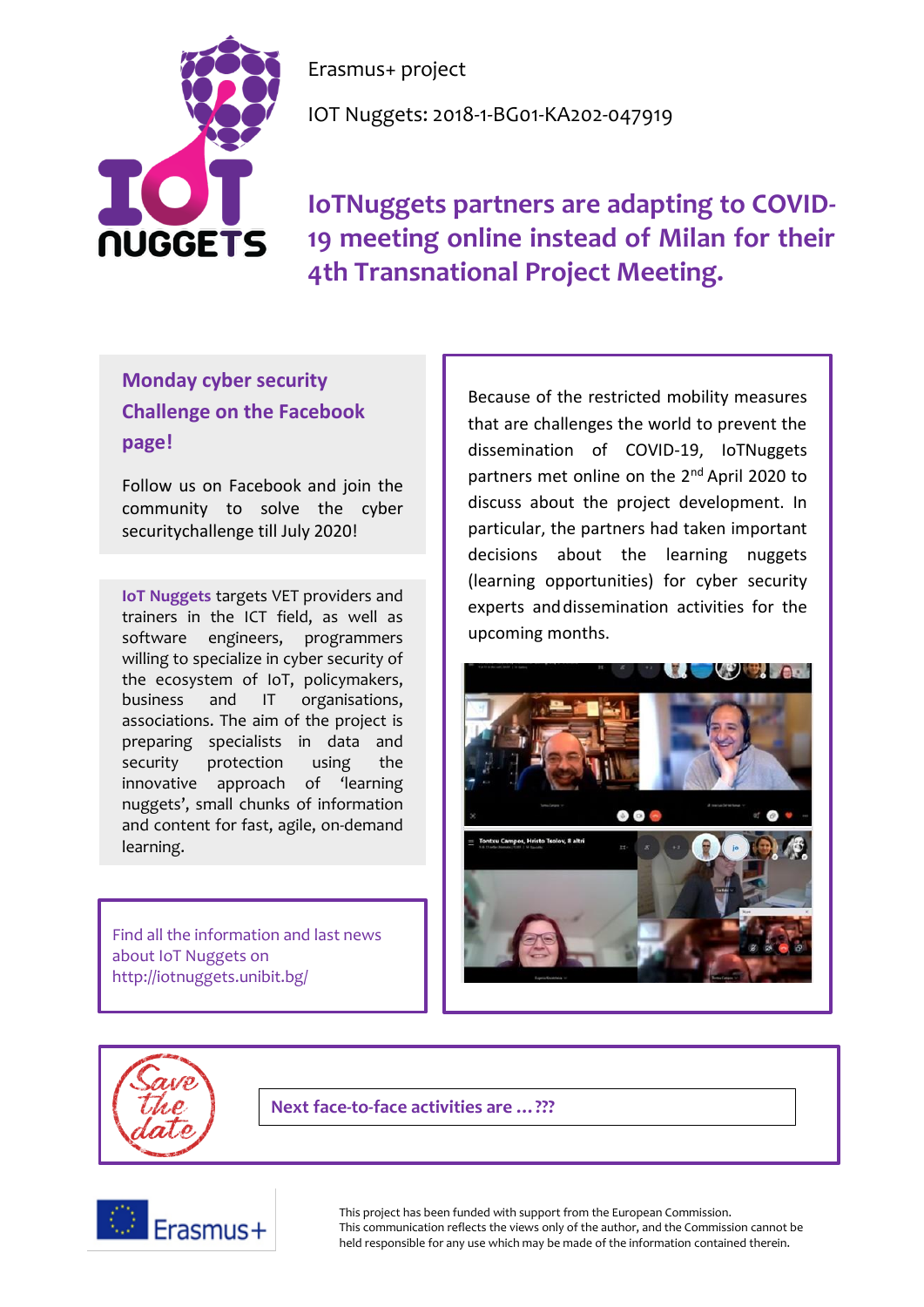Erasmus+ project

IOT Nuggets: 2018-1-BG01-KA202-047919

# IoTNuggets partners are adapting to COVID-19 meeting online instead of Milan for their 4th Transnational Project Meeting.

### Monday cyber security Challenge on the Facebook page!

Follow us on Facebook and join the community to solve the cyber securitychallenge till July 2020!

**IoT Nuggets** targets VET providers and trainers in the ICT field, as well as software engineers, programmers willing to specialize in cyber security of the ecosystem of IoT, policymakers, business and IT organisations, associations. The aim of the project is preparing specialists in data and security protection using the innovative approach of 'learning nuggets', small chunks of information and content for fast, agile, on-demand learning.

Find all the information and last news about IoT Nuggets on http://iotnuggets.unibit.bg/

Because of the restricted mobility measures that are challenges the world to prevent the dissemination of COVID-19, IoTNuggets partners met online on the 2nd April 2020 to discuss about the project development. In particular, the partners had taken important decisions about the learning nuggets (learning opportunities) for cyber security experts and dissemination activities for the upcoming months.

Save the date

**Next face-to-face activities are ... ???**

Erasmus+

This project has been funded with support from the European Commission. This communication reflects the views only of the author, and the Commission cannot be held responsible for any use which may be made of the information contained therein.